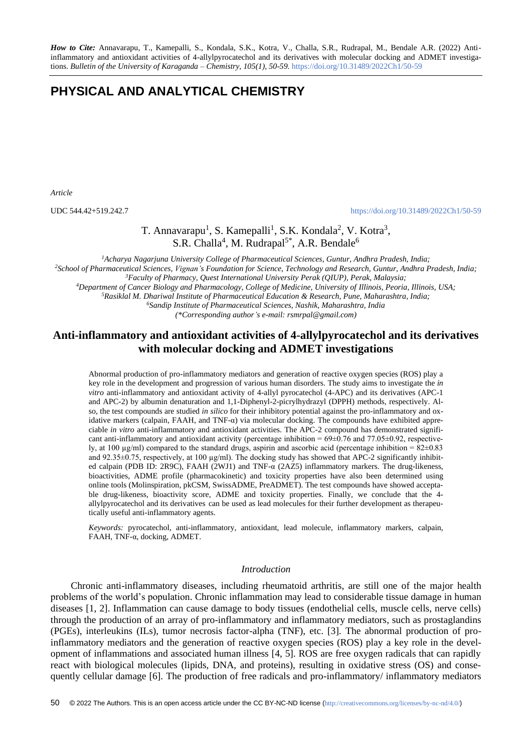*How to Cite:* Annavarapu, T., Kamepalli, S., Kondala, S.K., Kotra, V., Challa, S.R., Rudrapal, M., Bendale A.R. (2022) Anti-inflammatory and antioxidant activities of 4-allylpyrocatechol and its derivatives with molecular docking and ADMET investigations. *Bulletin of the University of Karaganda – Chemistry, 105(1), 50-59.* https://doi.org/10.31489/2022Ch1/50-59

# PHYSICAL AND ANALYTICAL CHEMISTRY

*Article*

UDC 544.42+519.242.7 https://doi.org/10.31489/2022Ch1/50-59

T. Annavarapu[1], S. Kamepalli[1], S.K. Kondala[2], V. Kotra[3], S.R. Challa[4], M. Rudrapal[5*], A.R. Bendale[6]

[1]*Acharya Nagarjuna University College of Pharmaceutical Sciences, Guntur, Andhra Pradesh, India;*
[2]*School of Pharmaceutical Sciences, Vignan's Foundation for Science, Technology and Research, Guntur, Andhra Pradesh, India;*
[3]*Faculty of Pharmacy, Quest International University Perak (QIUP), Perak, Malaysia;*
[4]*Department of Cancer Biology and Pharmacology, College of Medicine, University of Illinois, Peoria, Illinois, USA;*
[5]*Rasiklal M. Dhariwal Institute of Pharmaceutical Education & Research, Pune, Maharashtra, India;*
[6]*Sandip Institute of Pharmaceutical Sciences, Nashik, Maharashtra, India*
*(\*Corresponding author's e-mail: rsmrpal@gmail.com)*

## Anti-inflammatory and antioxidant activities of 4-allylpyrocatechol and its derivatives with molecular docking and ADMET investigations

Abnormal production of pro-inflammatory mediators and generation of reactive oxygen species (ROS) play a key role in the development and progression of various human disorders. The study aims to investigate the *in vitro* anti-inflammatory and antioxidant activity of 4-allyl pyrocatechol (4-APC) and its derivatives (APC-1 and APC-2) by albumin denaturation and 1,1-Diphenyl-2-picrylhydrazyl (DPPH) methods, respectively. Also, the test compounds are studied *in silico* for their inhibitory potential against the pro-inflammatory and oxidative markers (calpain, FAAH, and TNF-α) via molecular docking. The compounds have exhibited appreciable *in vitro* anti-inflammatory and antioxidant activities. The APC-2 compound has demonstrated significant anti-inflammatory and antioxidant activity (percentage inhibition = 69±0.76 and 77.05±0.92, respectively, at 100 μg/ml) compared to the standard drugs, aspirin and ascorbic acid (percentage inhibition = 82±0.83 and 92.35±0.75, respectively, at 100 μg/ml). The docking study has showed that APC-2 significantly inhibited calpain (PDB ID: 2R9C), FAAH (2WJ1) and TNF-α (2AZ5) inflammatory markers. The drug-likeness, bioactivities, ADME profile (pharmacokinetic) and toxicity properties have also been determined using online tools (Molinspiration, pkCSM, SwissADME, PreADMET). The test compounds have showed acceptable drug-likeness, bioactivity score, ADME and toxicity properties. Finally, we conclude that the 4-allylpyrocatechol and its derivatives can be used as lead molecules for their further development as therapeutically useful anti-inflammatory agents.

*Keywords:* pyrocatechol, anti-inflammatory, antioxidant, lead molecule, inflammatory markers, calpain, FAAH, TNF-α, docking, ADMET.

### *Introduction*

Chronic anti-inflammatory diseases, including rheumatoid arthritis, are still one of the major health problems of the world's population. Chronic inflammation may lead to considerable tissue damage in human diseases [1, 2]. Inflammation can cause damage to body tissues (endothelial cells, muscle cells, nerve cells) through the production of an array of pro-inflammatory and inflammatory mediators, such as prostaglandins (PGEs), interleukins (ILs), tumor necrosis factor-alpha (TNF), etc. [3]. The abnormal production of pro-inflammatory mediators and the generation of reactive oxygen species (ROS) play a key role in the development of inflammations and associated human illness [4, 5]. ROS are free oxygen radicals that can rapidly react with biological molecules (lipids, DNA, and proteins), resulting in oxidative stress (OS) and consequently cellular damage [6]. The production of free radicals and pro-inflammatory/ inflammatory mediators

© 2022 The Authors. This is an open access article under the CC BY-NC-ND license (http://creativecommons.org/licenses/by-nc-nd/4.0/)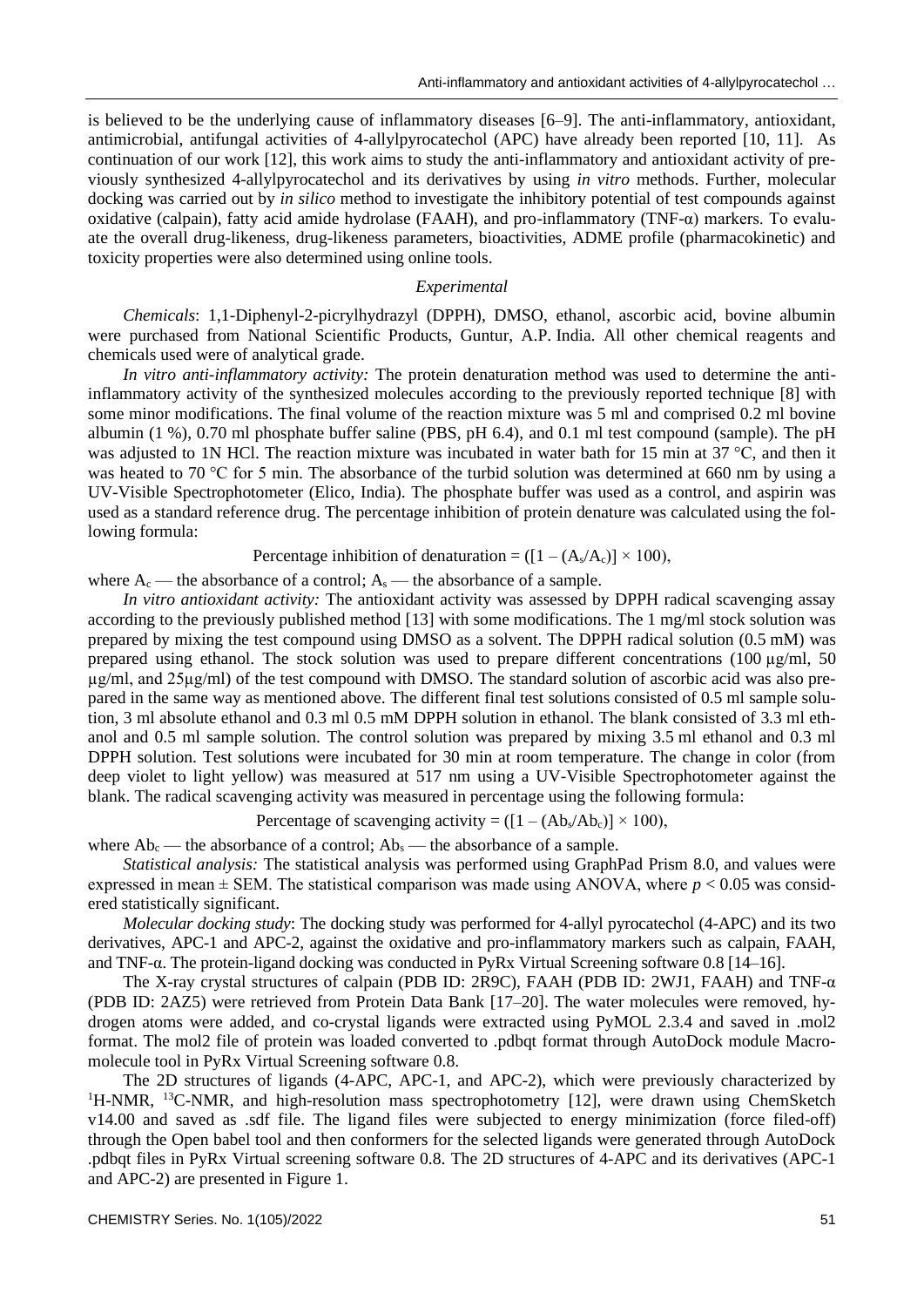is believed to be the underlying cause of inflammatory diseases [6–9]. The anti-inflammatory, antioxidant, antimicrobial, antifungal activities of 4-allylpyrocatechol (APC) have already been reported [10, 11]. As continuation of our work [12], this work aims to study the anti-inflammatory and antioxidant activity of previously synthesized 4-allylpyrocatechol and its derivatives by using *in vitro* methods. Further, molecular docking was carried out by *in silico* method to investigate the inhibitory potential of test compounds against oxidative (calpain), fatty acid amide hydrolase (FAAH), and pro-inflammatory (TNF-α) markers. To evaluate the overall drug-likeness, drug-likeness parameters, bioactivities, ADME profile (pharmacokinetic) and toxicity properties were also determined using online tools.

## *Experimental*

*Chemicals*: 1,1-Diphenyl-2-picrylhydrazyl (DPPH), DMSO, ethanol, ascorbic acid, bovine albumin were purchased from National Scientific Products, Guntur, A.P. India. All other chemical reagents and chemicals used were of analytical grade.

*In vitro anti-inflammatory activity:* The protein denaturation method was used to determine the anti-inflammatory activity of the synthesized molecules according to the previously reported technique [8] with some minor modifications. The final volume of the reaction mixture was 5 ml and comprised 0.2 ml bovine albumin (1 %), 0.70 ml phosphate buffer saline (PBS, pH 6.4), and 0.1 ml test compound (sample). The pH was adjusted to 1N HCl. The reaction mixture was incubated in water bath for 15 min at 37 °C, and then it was heated to 70 °C for 5 min. The absorbance of the turbid solution was determined at 660 nm by using a UV-Visible Spectrophotometer (Elico, India). The phosphate buffer was used as a control, and aspirin was used as a standard reference drug. The percentage inhibition of protein denature was calculated using the following formula:

$$\text{Percentage inhibition of denaturation} = ([1 - (A_s/A_c)] \times 100),$$

where $A_c$ — the absorbance of a control; $A_s$ — the absorbance of a sample.

*In vitro antioxidant activity:* The antioxidant activity was assessed by DPPH radical scavenging assay according to the previously published method [13] with some modifications. The 1 mg/ml stock solution was prepared by mixing the test compound using DMSO as a solvent. The DPPH radical solution (0.5 mM) was prepared using ethanol. The stock solution was used to prepare different concentrations (100 µg/ml, 50 µg/ml, and 25µg/ml) of the test compound with DMSO. The standard solution of ascorbic acid was also prepared in the same way as mentioned above. The different final test solutions consisted of 0.5 ml sample solution, 3 ml absolute ethanol and 0.3 ml 0.5 mM DPPH solution in ethanol. The blank consisted of 3.3 ml ethanol and 0.5 ml sample solution. The control solution was prepared by mixing 3.5 ml ethanol and 0.3 ml DPPH solution. Test solutions were incubated for 30 min at room temperature. The change in color (from deep violet to light yellow) was measured at 517 nm using a UV-Visible Spectrophotometer against the blank. The radical scavenging activity was measured in percentage using the following formula:

$$\text{Percentage of scavenging activity} = ([1 - (Ab_s/Ab_c)] \times 100),$$

where $Ab_c$ — the absorbance of a control; $Ab_s$ — the absorbance of a sample.

*Statistical analysis:* The statistical analysis was performed using GraphPad Prism 8.0, and values were expressed in mean ± SEM. The statistical comparison was made using ANOVA, where $p < 0.05$ was considered statistically significant.

*Molecular docking study*: The docking study was performed for 4-allyl pyrocatechol (4-APC) and its two derivatives, APC-1 and APC-2, against the oxidative and pro-inflammatory markers such as calpain, FAAH, and TNF-α. The protein-ligand docking was conducted in PyRx Virtual Screening software 0.8 [14–16].

The X-ray crystal structures of calpain (PDB ID: 2R9C), FAAH (PDB ID: 2WJ1, FAAH) and TNF-α (PDB ID: 2AZ5) were retrieved from Protein Data Bank [17–20]. The water molecules were removed, hydrogen atoms were added, and co-crystal ligands were extracted using PyMOL 2.3.4 and saved in .mol2 format. The mol2 file of protein was loaded converted to .pdbqt format through AutoDock module Macromolecule tool in PyRx Virtual Screening software 0.8.

The 2D structures of ligands (4-APC, APC-1, and APC-2), which were previously characterized by $^{1}$H-NMR, $^{13}$C-NMR, and high-resolution mass spectrophotometry [12], were drawn using ChemSketch v14.00 and saved as .sdf file. The ligand files were subjected to energy minimization (force filed-off) through the Open babel tool and then conformers for the selected ligands were generated through AutoDock .pdbqt files in PyRx Virtual screening software 0.8. The 2D structures of 4-APC and its derivatives (APC-1 and APC-2) are presented in Figure 1.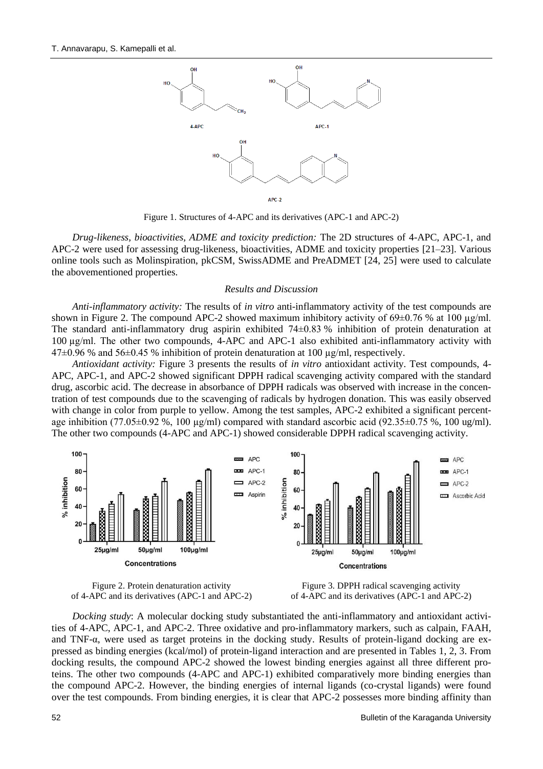Figure 1. Structures of 4-APC and its derivatives (APC-1 and APC-2)

*Drug-likeness, bioactivities, ADME and toxicity prediction:* The 2D structures of 4-APC, APC-1, and APC-2 were used for assessing drug-likeness, bioactivities, ADME and toxicity properties [21–23]. Various online tools such as Molinspiration, pkCSM, SwissADME and PreADMET [24, 25] were used to calculate the abovementioned properties.

## *Results and Discussion*

*Anti-inflammatory activity:* The results of *in vitro* anti-inflammatory activity of the test compounds are shown in Figure 2. The compound APC-2 showed maximum inhibitory activity of 69±0.76 % at 100 µg/ml. The standard anti-inflammatory drug aspirin exhibited 74±0.83 % inhibition of protein denaturation at 100 µg/ml. The other two compounds, 4-APC and APC-1 also exhibited anti-inflammatory activity with 47±0.96 % and 56±0.45 % inhibition of protein denaturation at 100 µg/ml, respectively.

*Antioxidant activity:* Figure 3 presents the results of *in vitro* antioxidant activity. Test compounds, 4-APC, APC-1, and APC-2 showed significant DPPH radical scavenging activity compared with the standard drug, ascorbic acid. The decrease in absorbance of DPPH radicals was observed with increase in the concentration of test compounds due to the scavenging of radicals by hydrogen donation. This was easily observed with change in color from purple to yellow. Among the test samples, APC-2 exhibited a significant percentage inhibition (77.05±0.92 %, 100 µg/ml) compared with standard ascorbic acid (92.35±0.75 %, 100 ug/ml). The other two compounds (4-APC and APC-1) showed considerable DPPH radical scavenging activity.

Figure 2. Protein denaturation activity of 4-APC and its derivatives (APC-1 and APC-2)

Figure 3. DPPH radical scavenging activity of 4-APC and its derivatives (APC-1 and APC-2)

*Docking study*: A molecular docking study substantiated the anti-inflammatory and antioxidant activities of 4-APC, APC-1, and APC-2. Three oxidative and pro-inflammatory markers, such as calpain, FAAH, and TNF-α, were used as target proteins in the docking study. Results of protein-ligand docking are expressed as binding energies (kcal/mol) of protein-ligand interaction and are presented in Tables 1, 2, 3. From docking results, the compound APC-2 showed the lowest binding energies against all three different proteins. The other two compounds (4-APC and APC-1) exhibited comparatively more binding energies than the compound APC-2. However, the binding energies of internal ligands (co-crystal ligands) were found over the test compounds. From binding energies, it is clear that APC-2 possesses more binding affinity than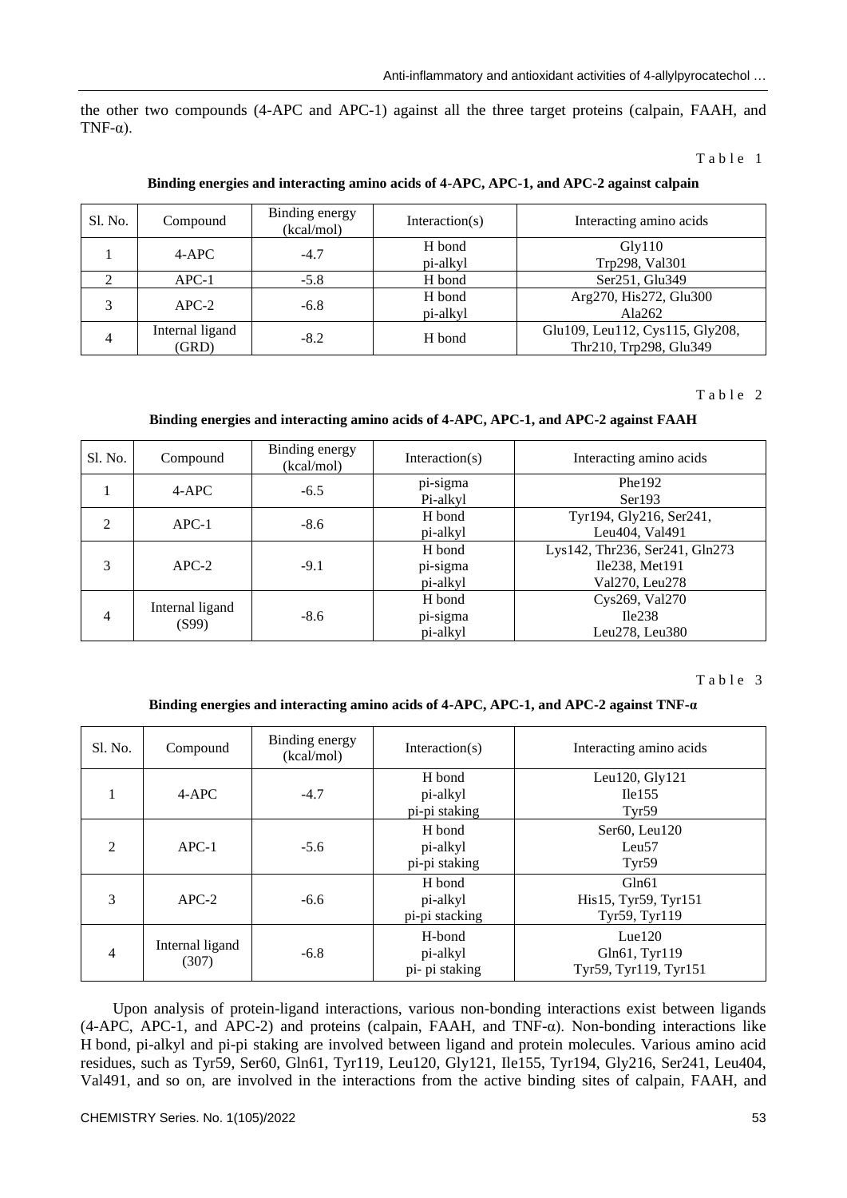the other two compounds (4-APC and APC-1) against all the three target proteins (calpain, FAAH, and TNF-α).

Table 1

**Binding energies and interacting amino acids of 4-APC, APC-1, and APC-2 against calpain**

| Sl. No. | Compound | Binding energy (kcal/mol) | Interaction(s) | Interacting amino acids |
|---|---|---|---|---|
| 1 | 4-APC | -4.7 | H bond<br>pi-alkyl | Gly110<br>Trp298, Val301 |
| 2 | APC-1 | -5.8 | H bond | Ser251, Glu349 |
| 3 | APC-2 | -6.8 | H bond<br>pi-alkyl | Arg270, His272, Glu300<br>Ala262 |
| 4 | Internal ligand (GRD) | -8.2 | H bond | Glu109, Leu112, Cys115, Gly208, Thr210, Trp298, Glu349 |

Table 2

**Binding energies and interacting amino acids of 4-APC, APC-1, and APC-2 against FAAH**

| Sl. No. | Compound | Binding energy (kcal/mol) | Interaction(s) | Interacting amino acids |
|---|---|---|---|---|
| 1 | 4-APC | -6.5 | pi-sigma<br>Pi-alkyl | Phe192<br>Ser193 |
| 2 | APC-1 | -8.6 | H bond<br>pi-alkyl | Tyr194, Gly216, Ser241,<br>Leu404, Val491 |
| 3 | APC-2 | -9.1 | H bond<br>pi-sigma<br>pi-alkyl | Lys142, Thr236, Ser241, Gln273<br>Ile238, Met191<br>Val270, Leu278 |
| 4 | Internal ligand (S99) | -8.6 | H bond<br>pi-sigma<br>pi-alkyl | Cys269, Val270<br>Ile238<br>Leu278, Leu380 |

Table 3

**Binding energies and interacting amino acids of 4-APC, APC-1, and APC-2 against TNF-α**

| Sl. No. | Compound | Binding energy (kcal/mol) | Interaction(s) | Interacting amino acids |
|---|---|---|---|---|
| 1 | 4-APC | -4.7 | H bond<br>pi-alkyl<br>pi-pi staking | Leu120, Gly121<br>Ile155<br>Tyr59 |
| 2 | APC-1 | -5.6 | H bond<br>pi-alkyl<br>pi-pi staking | Ser60, Leu120<br>Leu57<br>Tyr59 |
| 3 | APC-2 | -6.6 | H bond<br>pi-alkyl<br>pi-pi stacking | Gln61<br>His15, Tyr59, Tyr151<br>Tyr59, Tyr119 |
| 4 | Internal ligand (307) | -6.8 | H-bond<br>pi-alkyl<br>pi- pi staking | Lue120<br>Gln61, Tyr119<br>Tyr59, Tyr119, Tyr151 |

Upon analysis of protein-ligand interactions, various non-bonding interactions exist between ligands (4-APC, APC-1, and APC-2) and proteins (calpain, FAAH, and TNF-α). Non-bonding interactions like H bond, pi-alkyl and pi-pi staking are involved between ligand and protein molecules. Various amino acid residues, such as Tyr59, Ser60, Gln61, Tyr119, Leu120, Gly121, Ile155, Tyr194, Gly216, Ser241, Leu404, Val491, and so on, are involved in the interactions from the active binding sites of calpain, FAAH, and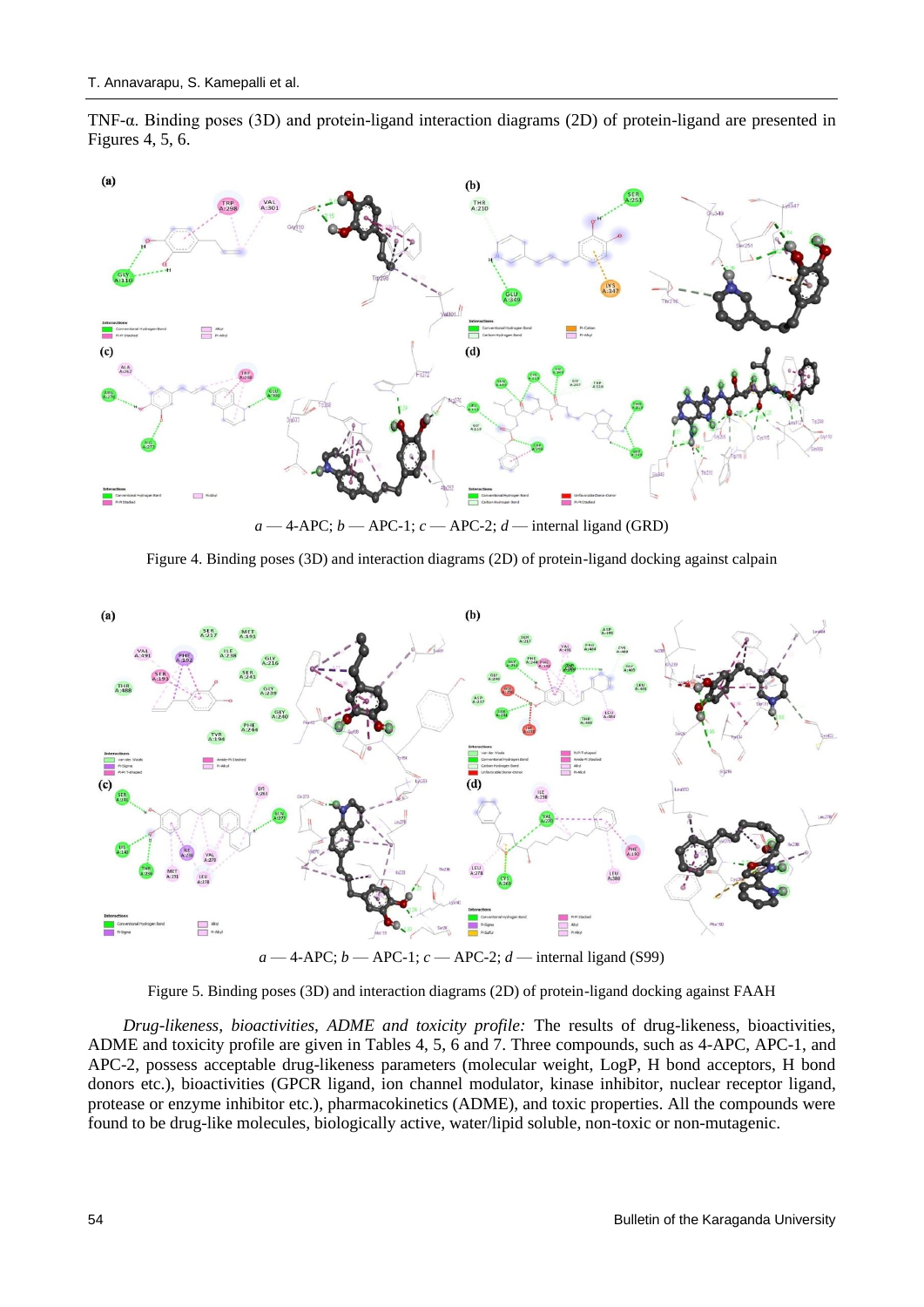TNF-α. Binding poses (3D) and protein-ligand interaction diagrams (2D) of protein-ligand are presented in Figures 4, 5, 6.

*a* — 4-APC; *b* — APC-1; *c* — APC-2; *d* — internal ligand (GRD)

Figure 4. Binding poses (3D) and interaction diagrams (2D) of protein-ligand docking against calpain

*a* — 4-APC; *b* — APC-1; *c* — APC-2; *d* — internal ligand (S99)

Figure 5. Binding poses (3D) and interaction diagrams (2D) of protein-ligand docking against FAAH

*Drug-likeness, bioactivities, ADME and toxicity profile:* The results of drug-likeness, bioactivities, ADME and toxicity profile are given in Tables 4, 5, 6 and 7. Three compounds, such as 4-APC, APC-1, and APC-2, possess acceptable drug-likeness parameters (molecular weight, LogP, H bond acceptors, H bond donors etc.), bioactivities (GPCR ligand, ion channel modulator, kinase inhibitor, nuclear receptor ligand, protease or enzyme inhibitor etc.), pharmacokinetics (ADME), and toxic properties. All the compounds were found to be drug-like molecules, biologically active, water/lipid soluble, non-toxic or non-mutagenic.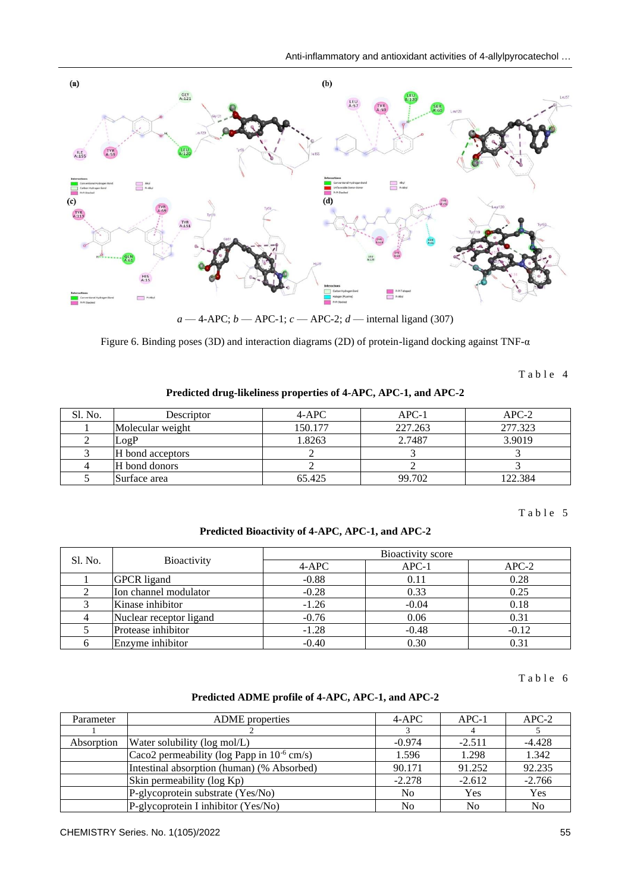*a* — 4-APC; *b* — APC-1; *c* — APC-2; *d* — internal ligand (307)

Figure 6. Binding poses (3D) and interaction diagrams (2D) of protein-ligand docking against TNF-α

Table 4

**Predicted drug-likeliness properties of 4-APC, APC-1, and APC-2**

| Sl. No. | Descriptor | 4-APC | APC-1 | APC-2 |
|---|---|---|---|---|
| 1 | Molecular weight | 150.177 | 227.263 | 277.323 |
| 2 | LogP | 1.8263 | 2.7487 | 3.9019 |
| 3 | H bond acceptors | 2 | 3 | 3 |
| 4 | H bond donors | 2 | 2 | 3 |
| 5 | Surface area | 65.425 | 99.702 | 122.384 |

Table 5

**Predicted Bioactivity of 4-APC, APC-1, and APC-2**

| Sl. No. | Bioactivity | Bioactivity score | | |
|---|---|---|---|---|
| | | 4-APC | APC-1 | APC-2 |
| 1 | GPCR ligand | -0.88 | 0.11 | 0.28 |
| 2 | Ion channel modulator | -0.28 | 0.33 | 0.25 |
| 3 | Kinase inhibitor | -1.26 | -0.04 | 0.18 |
| 4 | Nuclear receptor ligand | -0.76 | 0.06 | 0.31 |
| 5 | Protease inhibitor | -1.28 | -0.48 | -0.12 |
| 6 | Enzyme inhibitor | -0.40 | 0.30 | 0.31 |

Table 6

**Predicted ADME profile of 4-APC, APC-1, and APC-2**

| Parameter | ADME properties | 4-APC | APC-1 | APC-2 |
|---|---|---|---|---|
| 1 | 2 | 3 | 4 | 5 |
| Absorption | Water solubility (log mol/L) | -0.974 | -2.511 | -4.428 |
| | Caco2 permeability (log Papp in $10^{-6}$ cm/s) | 1.596 | 1.298 | 1.342 |
| | Intestinal absorption (human) (% Absorbed) | 90.171 | 91.252 | 92.235 |
| | Skin permeability (log Kp) | -2.278 | -2.612 | -2.766 |
| | P-glycoprotein substrate (Yes/No) | No | Yes | Yes |
| | P-glycoprotein I inhibitor (Yes/No) | No | No | No |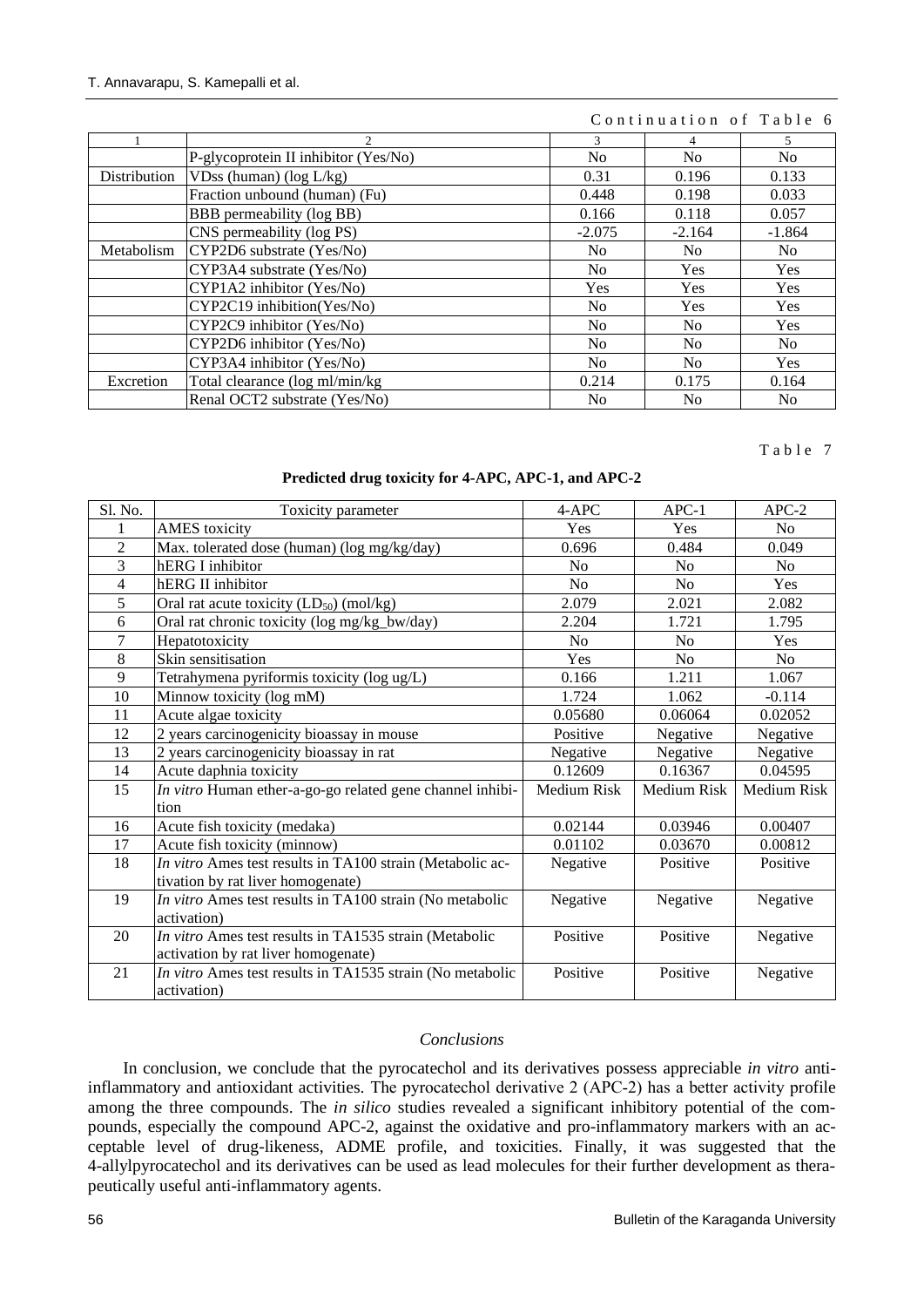Continuation of Table 6

| 1 | 2 | 3 | 4 | 5 |
|---|---|---|---|---|
| | P-glycoprotein II inhibitor (Yes/No) | No | No | No |
| Distribution | VDss (human) (log L/kg) | 0.31 | 0.196 | 0.133 |
| | Fraction unbound (human) (Fu) | 0.448 | 0.198 | 0.033 |
| | BBB permeability (log BB) | 0.166 | 0.118 | 0.057 |
| | CNS permeability (log PS) | -2.075 | -2.164 | -1.864 |
| Metabolism | CYP2D6 substrate (Yes/No) | No | No | No |
| | CYP3A4 substrate (Yes/No) | No | Yes | Yes |
| | CYP1A2 inhibitor (Yes/No) | Yes | Yes | Yes |
| | CYP2C19 inhibition(Yes/No) | No | Yes | Yes |
| | CYP2C9 inhibitor (Yes/No) | No | No | Yes |
| | CYP2D6 inhibitor (Yes/No) | No | No | No |
| | CYP3A4 inhibitor (Yes/No) | No | No | Yes |
| Excretion | Total clearance (log ml/min/kg | 0.214 | 0.175 | 0.164 |
| | Renal OCT2 substrate (Yes/No) | No | No | No |

Table 7

**Predicted drug toxicity for 4-APC, APC-1, and APC-2**

| Sl. No. | Toxicity parameter | 4-APC | APC-1 | APC-2 |
|---|---|---|---|---|
| 1 | AMES toxicity | Yes | Yes | No |
| 2 | Max. tolerated dose (human) (log mg/kg/day) | 0.696 | 0.484 | 0.049 |
| 3 | hERG I inhibitor | No | No | No |
| 4 | hERG II inhibitor | No | No | Yes |
| 5 | Oral rat acute toxicity ($LD_{50}$) (mol/kg) | 2.079 | 2.021 | 2.082 |
| 6 | Oral rat chronic toxicity (log mg/kg_bw/day) | 2.204 | 1.721 | 1.795 |
| 7 | Hepatotoxicity | No | No | Yes |
| 8 | Skin sensitisation | Yes | No | No |
| 9 | Tetrahymena pyriformis toxicity (log ug/L) | 0.166 | 1.211 | 1.067 |
| 10 | Minnow toxicity (log mM) | 1.724 | 1.062 | -0.114 |
| 11 | Acute algae toxicity | 0.05680 | 0.06064 | 0.02052 |
| 12 | 2 years carcinogenicity bioassay in mouse | Positive | Negative | Negative |
| 13 | 2 years carcinogenicity bioassay in rat | Negative | Negative | Negative |
| 14 | Acute daphnia toxicity | 0.12609 | 0.16367 | 0.04595 |
| 15 | *In vitro* Human ether-a-go-go related gene channel inhibition | Medium Risk | Medium Risk | Medium Risk |
| 16 | Acute fish toxicity (medaka) | 0.02144 | 0.03946 | 0.00407 |
| 17 | Acute fish toxicity (minnow) | 0.01102 | 0.03670 | 0.00812 |
| 18 | *In vitro* Ames test results in TA100 strain (Metabolic activation by rat liver homogenate) | Negative | Positive | Positive |
| 19 | *In vitro* Ames test results in TA100 strain (No metabolic activation) | Negative | Negative | Negative |
| 20 | *In vitro* Ames test results in TA1535 strain (Metabolic activation by rat liver homogenate) | Positive | Positive | Negative |
| 21 | *In vitro* Ames test results in TA1535 strain (No metabolic activation) | Positive | Positive | Negative |

## *Conclusions*

In conclusion, we conclude that the pyrocatechol and its derivatives possess appreciable *in vitro* anti-inflammatory and antioxidant activities. The pyrocatechol derivative 2 (APC-2) has a better activity profile among the three compounds. The *in silico* studies revealed a significant inhibitory potential of the compounds, especially the compound APC-2, against the oxidative and pro-inflammatory markers with an acceptable level of drug-likeness, ADME profile, and toxicities. Finally, it was suggested that the 4-allylpyrocatechol and its derivatives can be used as lead molecules for their further development as therapeutically useful anti-inflammatory agents.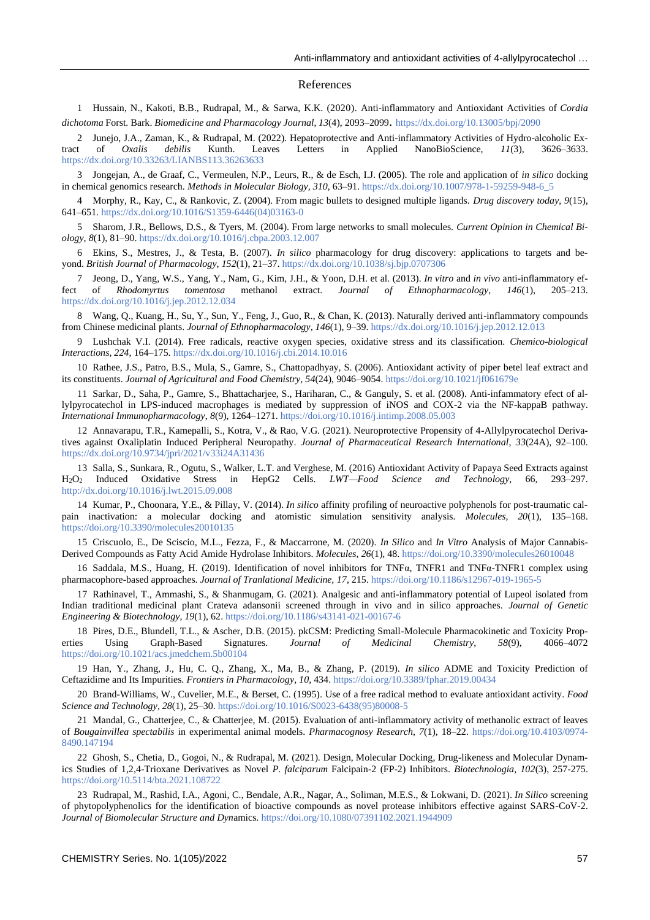## References

1 Hussain, N., Kakoti, B.B., Rudrapal, M., & Sarwa, K.K. (2020). Anti-inflammatory and Antioxidant Activities of *Cordia dichotoma* Forst. Bark. *Biomedicine and Pharmacology Journal*, *13*(4), 2093–2099. https://dx.doi.org/10.13005/bpj/2090

2 Junejo, J.A., Zaman, K., & Rudrapal, M. (2022). Hepatoprotective and Anti-inflammatory Activities of Hydro-alcoholic Extract of *Oxalis debilis* Kunth. Leaves Letters in Applied NanoBioScience, *11*(3), 3626–3633. https://dx.doi.org/10.33263/LIANBS113.36263633

3 Jongejan, A., de Graaf, C., Vermeulen, N.P., Leurs, R., & de Esch, I.J. (2005). The role and application of *in silico* docking in chemical genomics research. *Methods in Molecular Biology*, *310*, 63–91. https://dx.doi.org/10.1007/978-1-59259-948-6_5

4 Morphy, R., Kay, C., & Rankovic, Z. (2004). From magic bullets to designed multiple ligands. *Drug discovery today*, *9*(15), 641–651. https://dx.doi.org/10.1016/S1359-6446(04)03163-0

5 Sharom, J.R., Bellows, D.S., & Tyers, M. (2004). From large networks to small molecules. *Current Opinion in Chemical Biology*, *8*(1), 81–90. https://dx.doi.org/10.1016/j.cbpa.2003.12.007

6 Ekins, S., Mestres, J., & Testa, B. (2007). *In silico* pharmacology for drug discovery: applications to targets and beyond. *British Journal of Pharmacology*, *152*(1), 21–37. https://dx.doi.org/10.1038/sj.bjp.0707306

7 Jeong, D., Yang, W.S., Yang, Y., Nam, G., Kim, J.H., & Yoon, D.H. et al. (2013). *In vitro* and *in vivo* anti-inflammatory effect of *Rhodomyrtus tomentosa* methanol extract. *Journal of Ethnopharmacology*, *146*(1), 205–213. https://dx.doi.org/10.1016/j.jep.2012.12.034

8 Wang, Q., Kuang, H., Su, Y., Sun, Y., Feng, J., Guo, R., & Chan, K. (2013). Naturally derived anti-inflammatory compounds from Chinese medicinal plants. *Journal of Ethnopharmacology*, *146*(1), 9–39. https://dx.doi.org/10.1016/j.jep.2012.12.013

9 Lushchak V.I. (2014). Free radicals, reactive oxygen species, oxidative stress and its classification. *Chemico-biological Interactions*, *224*, 164–175. https://dx.doi.org/10.1016/j.cbi.2014.10.016

10 Rathee, J.S., Patro, B.S., Mula, S., Gamre, S., Chattopadhyay, S. (2006). Antioxidant activity of piper betel leaf extract and its constituents. *Journal of Agricultural and Food Chemistry*, *54*(24), 9046–9054. https://doi.org/10.1021/jf061679e

11 Sarkar, D., Saha, P., Gamre, S., Bhattacharjee, S., Hariharan, C., & Ganguly, S. et al. (2008). Anti-infammatory efect of allylpyrocatechol in LPS-induced macrophages is mediated by suppression of iNOS and COX-2 via the NF-kappaB pathway. *International Immunopharmacology*, *8*(9), 1264–1271. https://doi.org/10.1016/j.intimp.2008.05.003

12 Annavarapu, T.R., Kamepalli, S., Kotra, V., & Rao, V.G. (2021). Neuroprotective Propensity of 4-Allylpyrocatechol Derivatives against Oxaliplatin Induced Peripheral Neuropathy. *Journal of Pharmaceutical Research International*, *33*(24A), 92–100. https://dx.doi.org/10.9734/jpri/2021/v33i24A31436

13 Salla, S., Sunkara, R., Ogutu, S., Walker, L.T. and Verghese, M. (2016) Antioxidant Activity of Papaya Seed Extracts against $H_2O_2$ Induced Oxidative Stress in HepG2 Cells. *LWT—Food Science and Technology*, 66, 293–297. http://dx.doi.org/10.1016/j.lwt.2015.09.008

14 Kumar, P., Choonara, Y.E., & Pillay, V. (2014). *In silico* affinity profiling of neuroactive polyphenols for post-traumatic calpain inactivation: a molecular docking and atomistic simulation sensitivity analysis. *Molecules*, *20*(1), 135–168. https://doi.org/10.3390/molecules20010135

15 Criscuolo, E., De Sciscio, M.L., Fezza, F., & Maccarrone, M. (2020). *In Silico* and *In Vitro* Analysis of Major Cannabis-Derived Compounds as Fatty Acid Amide Hydrolase Inhibitors. *Molecules*, *26*(1), 48. https://doi.org/10.3390/molecules26010048

16 Saddala, M.S., Huang, H. (2019). Identification of novel inhibitors for TNFα, TNFR1 and TNFα-TNFR1 complex using pharmacophore-based approaches. *Journal of Tranlational Medicine*, *17*, 215. https://doi.org/10.1186/s12967-019-1965-5

17 Rathinavel, T., Ammashi, S., & Shanmugam, G. (2021). Analgesic and anti-inflammatory potential of Lupeol isolated from Indian traditional medicinal plant Crateva adansonii screened through in vivo and in silico approaches. *Journal of Genetic Engineering & Biotechnology*, *19*(1), 62. https://doi.org/10.1186/s43141-021-00167-6

18 Pires, D.E., Blundell, T.L., & Ascher, D.B. (2015). pkCSM: Predicting Small-Molecule Pharmacokinetic and Toxicity Properties Using Graph-Based Signatures. *Journal of Medicinal Chemistry*, *58*(9), 4066–4072 https://doi.org/10.1021/acs.jmedchem.5b00104

19 Han, Y., Zhang, J., Hu, C. Q., Zhang, X., Ma, B., & Zhang, P. (2019). *In silico* ADME and Toxicity Prediction of Ceftazidime and Its Impurities. *Frontiers in Pharmacology*, *10*, 434. https://doi.org/10.3389/fphar.2019.00434

20 Brand-Williams, W., Cuvelier, M.E., & Berset, C. (1995). Use of a free radical method to evaluate antioxidant activity. *Food Science and Technology*, *28*(1), 25–30. https://doi.org/10.1016/S0023-6438(95)80008-5

21 Mandal, G., Chatterjee, C., & Chatterjee, M. (2015). Evaluation of anti-inflammatory activity of methanolic extract of leaves of *Bougainvillea spectabilis* in experimental animal models. *Pharmacognosy Research*, *7*(1), 18–22. https://doi.org/10.4103/0974-8490.147194

22 Ghosh, S., Chetia, D., Gogoi, N., & Rudrapal, M. (2021). Design, Molecular Docking, Drug-likeness and Molecular Dynamics Studies of 1,2,4-Trioxane Derivatives as Novel *P. falciparum* Falcipain-2 (FP-2) Inhibitors. *Biotechnologia*, *102*(3), 257-275. https://doi.org/10.5114/bta.2021.108722

23 Rudrapal, M., Rashid, I.A., Agoni, C., Bendale, A.R., Nagar, A., Soliman, M.E.S., & Lokwani, D. (2021). *In Silico* screening of phytopolyphenolics for the identification of bioactive compounds as novel protease inhibitors effective against SARS-CoV-2. *Journal of Biomolecular Structure and Dynamics.* https://doi.org/10.1080/07391102.2021.1944909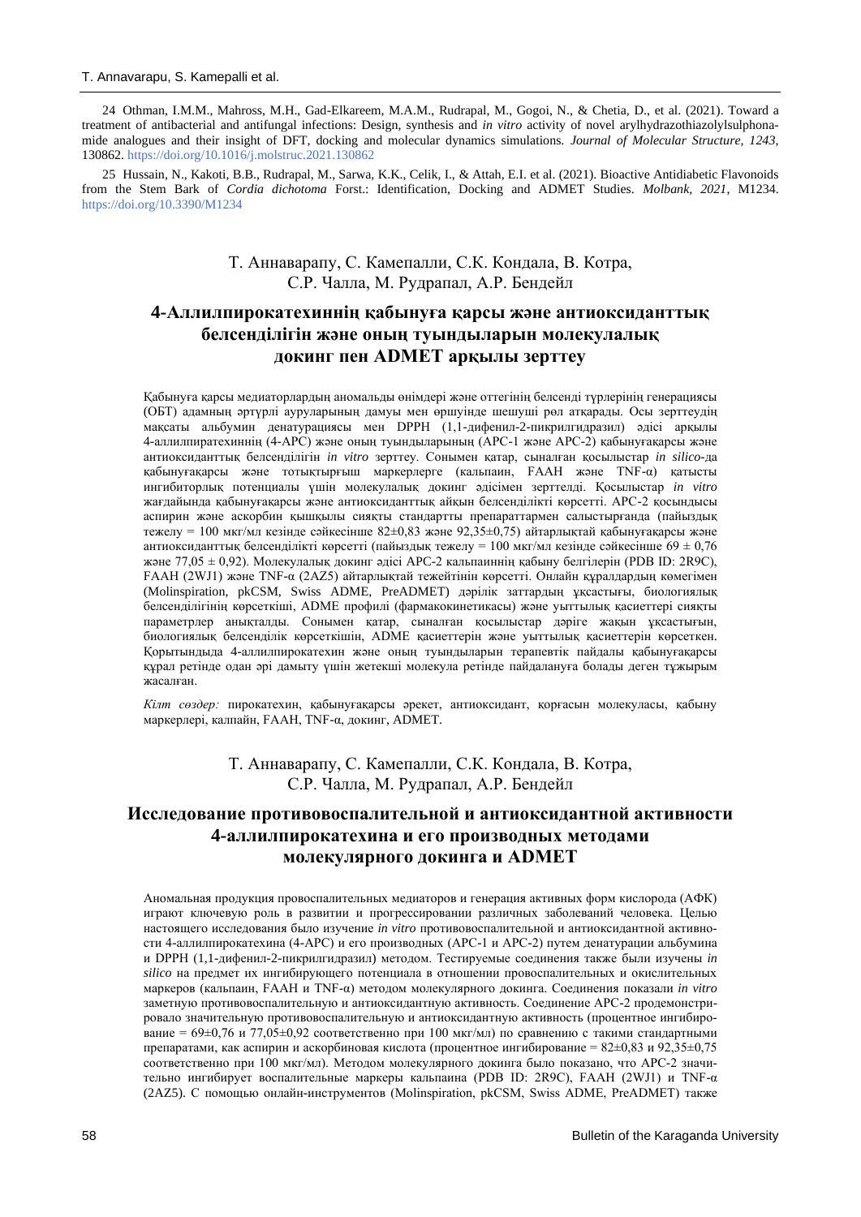24 Othman, I.M.M., Mahross, M.H., Gad-Elkareem, M.A.M., Rudrapal, M., Gogoi, N., & Chetia, D., et al. (2021). Toward a treatment of antibacterial and antifungal infections: Design, synthesis and *in vitro* activity of novel arylhydrazothiazolylsulphonamide analogues and their insight of DFT, docking and molecular dynamics simulations. *Journal of Molecular Structure, 1243*, 130862. https://doi.org/10.1016/j.molstruc.2021.130862

25 Hussain, N., Kakoti, B.B., Rudrapal, M., Sarwa, K.K., Celik, I., & Attah, E.I. et al. (2021). Bioactive Antidiabetic Flavonoids from the Stem Bark of *Cordia dichotoma* Forst.: Identification, Docking and ADMET Studies. *Molbank, 2021*, M1234. https://doi.org/10.3390/M1234

Т. Аннаварапу, С. Камепалли, С.К. Кондала, В. Котра, С.Р. Чалла, М. Рудрапал, А.Р. Бендейл

## 4-Аллилпирокатехиннің қабынуға қарсы және антиоксиданттық белсенділігін және оның туындыларын молекулалық докинг пен ADMET арқылы зерттеу

Қабынуға қарсы медиаторлардың аномальды өнімдері және оттегінің белсенді түрлерінің генерациясы (ОБТ) адамның әртүрлі ауруларының дамуы мен өршуінде шешуші рөл атқарады. Осы зерттеудің мақсаты альбумин денатурациясы мен DPPH (1,1-дифенил-2-пикрилгидразил) әдісі арқылы 4-аллилпиратехиннің (4-APC) және оның туындыларының (APC-1 және APC-2) қабынуғақарсы және антиоксиданттық белсенділігін *in vitro* зерттеу. Сонымен қатар, сыналған қосылыстар *in silico*-да қабынуғақарсы және тотықтырғыш маркерлерге (кальпаин, FAAH және TNF-α) қатысты ингибиторлық потенциалы үшін молекулалық докинг әдісімен зерттелді. Қосылыстар *in vitro* жағдайында қабынуғақарсы және антиоксиданттық айқын белсенділікті көрсетті. APC-2 қосындысы аспирин және аскорбин қышқылы сияқты стандартты препараттармен салыстырғанда (пайыздық тежелу = 100 мкг/мл кезінде сәйкесінше 82±0,83 және 92,35±0,75) айтарлықтай қабынуғақарсы және антиоксиданттық белсенділікті көрсетті (пайыздық тежелу = 100 мкг/мл кезінде сәйкесінше 69 ± 0,76 және 77,05 ± 0,92). Молекулалық докинг әдісі APC-2 кальпаиннің қабыну белгілерін (PDB ID: 2R9C), FAAH (2WJ1) және TNF-α (2AZ5) айтарлықтай тежейтінін көрсетті. Онлайн құралдардың көмегімен (Molinspiration, pkCSM, Swiss ADME, PreADMET) дәрілік заттардың ұқсастығы, биологиялық белсенділігінің көрсеткіші, ADME профилі (фармакокинетикасы) және уыттылық қасиеттері сияқты параметрлер анықталды. Сонымен қатар, сыналған қосылыстар дәріге жақын ұқсастығын, биологиялық белсенділік көрсеткішін, ADME қасиеттерін және уыттылық қасиеттерін көрсеткен. Қорытындыда 4-аллилпирокатехин және оның туындыларын терапевтік пайдалы қабынуғақарсы құрал ретінде одан әрі дамыту үшін жетекші молекула ретінде пайдалануға болады деген тұжырым жасалған.

*Кілт сөздер:* пирокатехин, қабынуғақарсы әрекет, антиоксидант, қорғасын молекуласы, қабыну маркерлері, калпайн, FAAH, TNF-α, докинг, ADMET.

Т. Аннаварапу, С. Камепалли, С.К. Кондала, В. Котра, С.Р. Чалла, М. Рудрапал, А.Р. Бендейл

## Исследование противовоспалительной и антиоксидантной активности 4-аллилпирокатехина и его производных методами молекулярного докинга и ADMET

Аномальная продукция провоспалительных медиаторов и генерация активных форм кислорода (АФК) играют ключевую роль в развитии и прогрессировании различных заболеваний человека. Целью настоящего исследования было изучение *in vitro* противовоспалительной и антиоксидантной активности 4-аллилпирокатехина (4-APC) и его производных (APC-1 и APC-2) путем денатурации альбумина и DPPH (1,1-дифенил-2-пикрилгидразил) методом. Тестируемые соединения также были изучены *in silico* на предмет их ингибирующего потенциала в отношении провоспалительных и окислительных маркеров (кальпаин, FAAH и TNF-α) методом молекулярного докинга. Соединения показали *in vitro* заметную противовоспалительную и антиоксидантную активность. Соединение APC-2 продемонстрировало значительную противовоспалительную и антиоксидантную активность (процентное ингибирование = 69±0,76 и 77,05±0,92 соответственно при 100 мкг/мл) по сравнению с такими стандартными препаратами, как аспирин и аскорбиновая кислота (процентное ингибирование = 82±0,83 и 92,35±0,75 соответственно при 100 мкг/мл). Методом молекулярного докинга было показано, что APC-2 значительно ингибирует воспалительные маркеры кальпаина (PDB ID: 2R9C), FAAH (2WJ1) и TNF-α (2AZ5). С помощью онлайн-инструментов (Molinspiration, pkCSM, Swiss ADME, PreADMET) также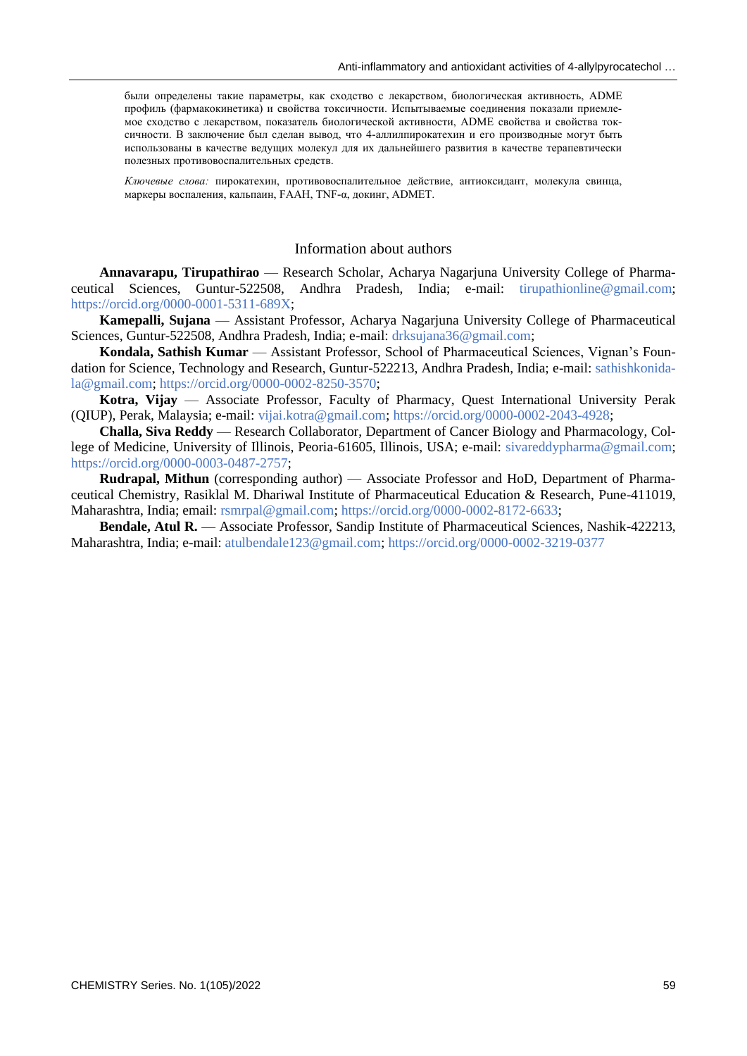были определены такие параметры, как сходство с лекарством, биологическая активность, ADME профиль (фармакокинетика) и свойства токсичности. Испытываемые соединения показали приемлемое сходство с лекарством, показатель биологической активности, ADME свойства и свойства токсичности. В заключение был сделан вывод, что 4-аллилпирокатехин и его производные могут быть использованы в качестве ведущих молекул для их дальнейшего развития в качестве терапевтически полезных противовоспалительных средств.

*Ключевые слова:* пирокатехин, противовоспалительное действие, антиоксидант, молекула свинца, маркеры воспаления, кальпаин, FAAH, TNF-α, докинг, ADMET.

## Information about authors

**Annavarapu, Tirupathirao** — Research Scholar, Acharya Nagarjuna University College of Pharmaceutical Sciences, Guntur-522508, Andhra Pradesh, India; e-mail: tirupathionline@gmail.com; https://orcid.org/0000-0001-5311-689X;

**Kamepalli, Sujana** — Assistant Professor, Acharya Nagarjuna University College of Pharmaceutical Sciences, Guntur-522508, Andhra Pradesh, India; e-mail: drksujana36@gmail.com;

**Kondala, Sathish Kumar** — Assistant Professor, School of Pharmaceutical Sciences, Vignan's Foundation for Science, Technology and Research, Guntur-522213, Andhra Pradesh, India; e-mail: sathishkonidala@gmail.com; https://orcid.org/0000-0002-8250-3570;

**Kotra, Vijay** — Associate Professor, Faculty of Pharmacy, Quest International University Perak (QIUP), Perak, Malaysia; e-mail: vijai.kotra@gmail.com; https://orcid.org/0000-0002-2043-4928;

**Challa, Siva Reddy** — Research Collaborator, Department of Cancer Biology and Pharmacology, College of Medicine, University of Illinois, Peoria-61605, Illinois, USA; e-mail: sivareddypharma@gmail.com; https://orcid.org/0000-0003-0487-2757;

**Rudrapal, Mithun** (corresponding author) — Associate Professor and HoD, Department of Pharmaceutical Chemistry, Rasiklal M. Dhariwal Institute of Pharmaceutical Education & Research, Pune-411019, Maharashtra, India; email: rsmrpal@gmail.com; https://orcid.org/0000-0002-8172-6633;

**Bendale, Atul R.** — Associate Professor, Sandip Institute of Pharmaceutical Sciences, Nashik-422213, Maharashtra, India; e-mail: atulbendale123@gmail.com; https://orcid.org/0000-0002-3219-0377